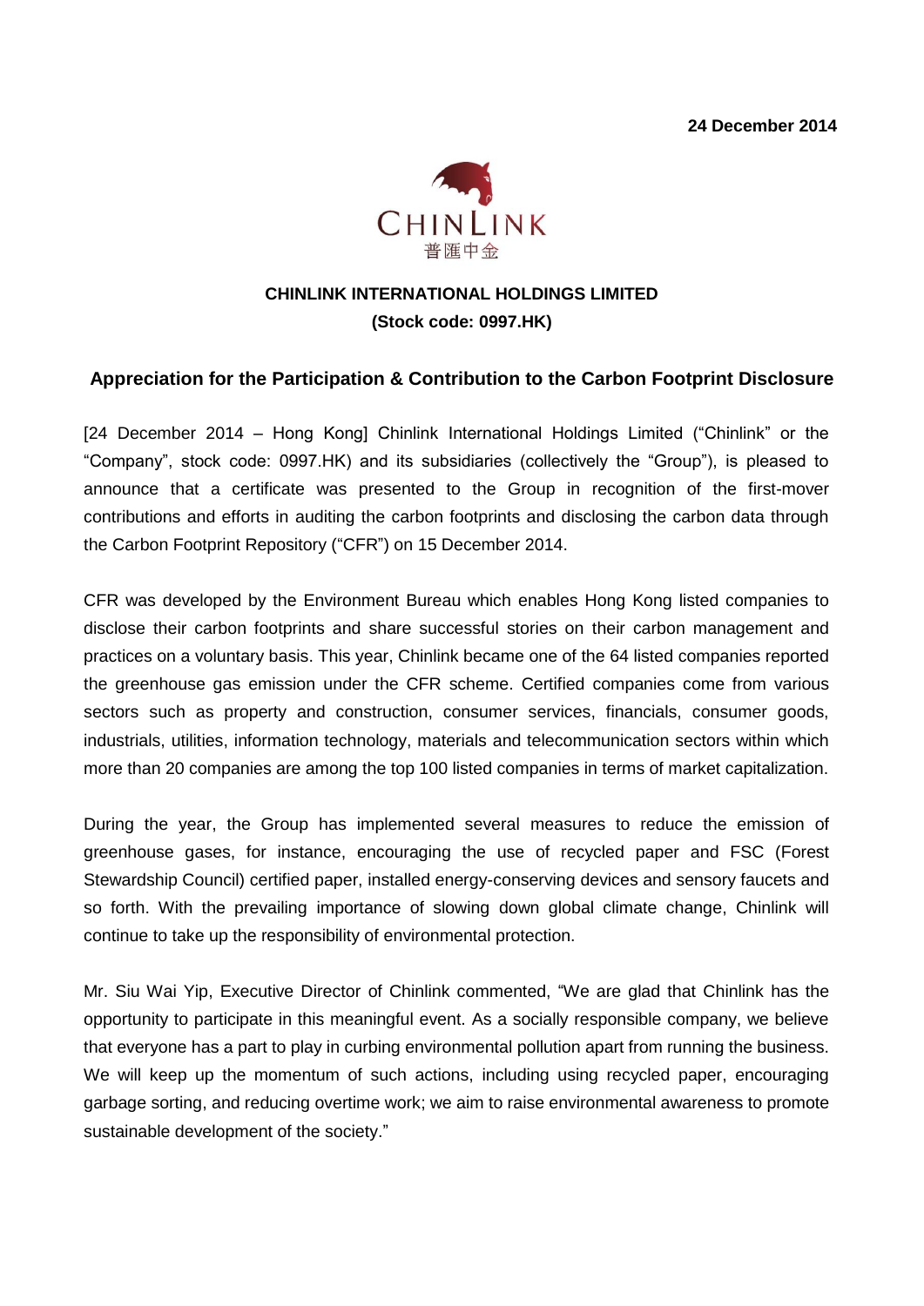24 December 2014

CHINLINK
普匯中金

**CHINLINK INTERNATIONAL HOLDINGS LIMITED**
**(Stock code: 0997.HK)**

## Appreciation for the Participation & Contribution to the Carbon Footprint Disclosure

[24 December 2014 – Hong Kong] Chinlink International Holdings Limited ("Chinlink" or the "Company", stock code: 0997.HK) and its subsidiaries (collectively the "Group"), is pleased to announce that a certificate was presented to the Group in recognition of the first-mover contributions and efforts in auditing the carbon footprints and disclosing the carbon data through the Carbon Footprint Repository ("CFR") on 15 December 2014.

CFR was developed by the Environment Bureau which enables Hong Kong listed companies to disclose their carbon footprints and share successful stories on their carbon management and practices on a voluntary basis. This year, Chinlink became one of the 64 listed companies reported the greenhouse gas emission under the CFR scheme. Certified companies come from various sectors such as property and construction, consumer services, financials, consumer goods, industrials, utilities, information technology, materials and telecommunication sectors within which more than 20 companies are among the top 100 listed companies in terms of market capitalization.

During the year, the Group has implemented several measures to reduce the emission of greenhouse gases, for instance, encouraging the use of recycled paper and FSC (Forest Stewardship Council) certified paper, installed energy-conserving devices and sensory faucets and so forth. With the prevailing importance of slowing down global climate change, Chinlink will continue to take up the responsibility of environmental protection.

Mr. Siu Wai Yip, Executive Director of Chinlink commented, "We are glad that Chinlink has the opportunity to participate in this meaningful event. As a socially responsible company, we believe that everyone has a part to play in curbing environmental pollution apart from running the business. We will keep up the momentum of such actions, including using recycled paper, encouraging garbage sorting, and reducing overtime work; we aim to raise environmental awareness to promote sustainable development of the society."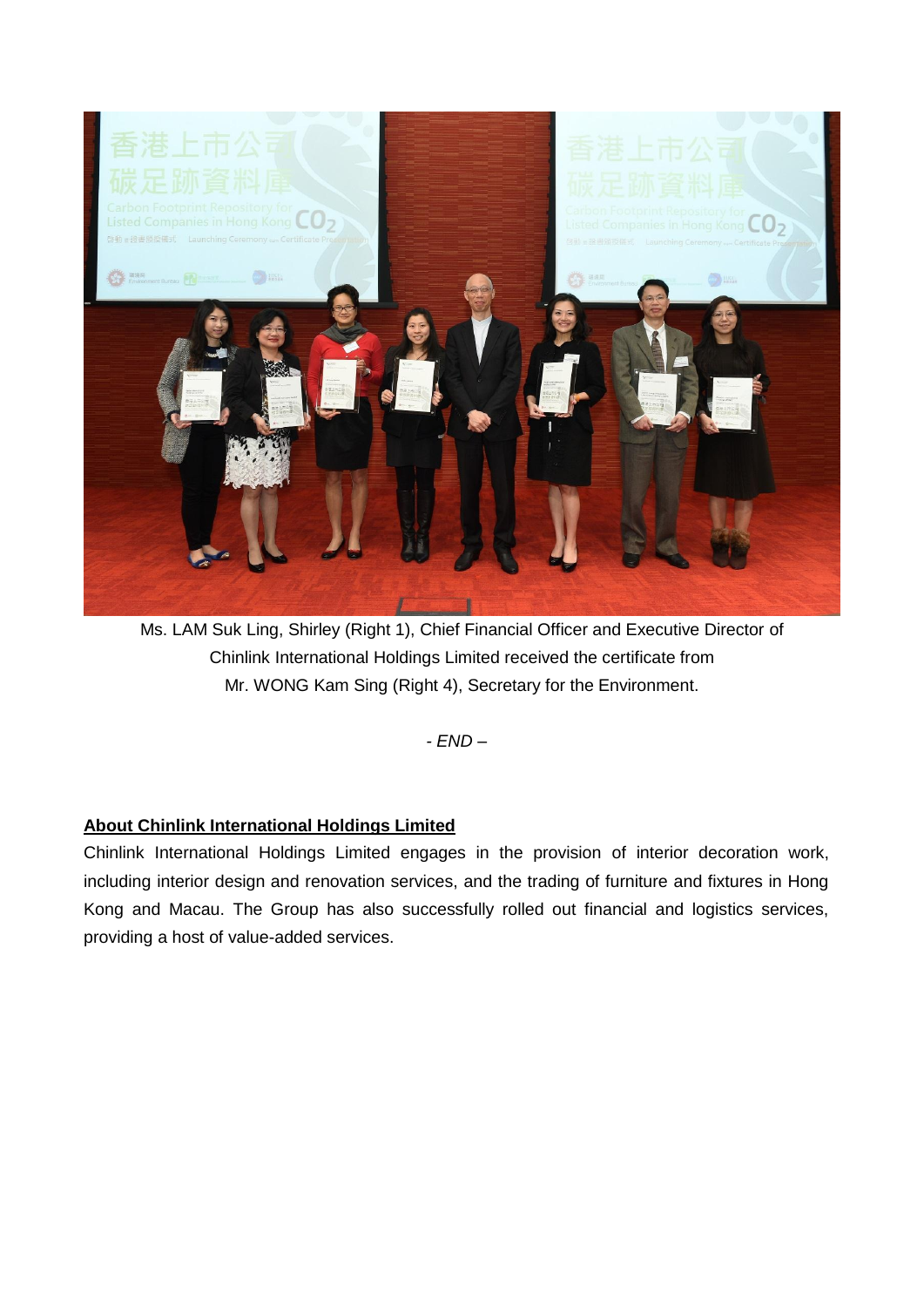Ms. LAM Suk Ling, Shirley (Right 1), Chief Financial Officer and Executive Director of Chinlink International Holdings Limited received the certificate from Mr. WONG Kam Sing (Right 4), Secretary for the Environment.

*- END –*

**<u>About Chinlink International Holdings Limited</u>**

Chinlink International Holdings Limited engages in the provision of interior decoration work, including interior design and renovation services, and the trading of furniture and fixtures in Hong Kong and Macau. The Group has also successfully rolled out financial and logistics services, providing a host of value-added services.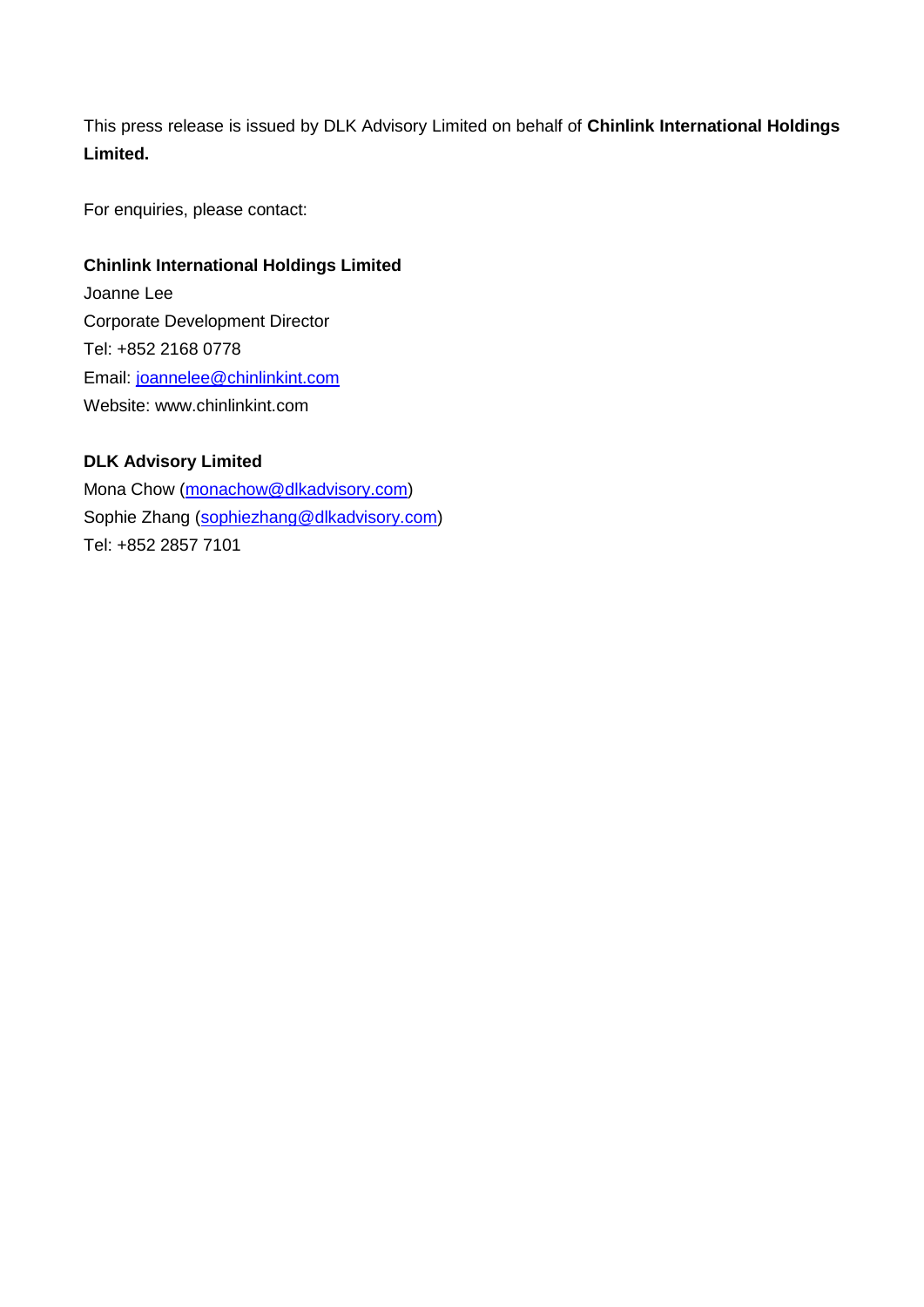This press release is issued by DLK Advisory Limited on behalf of **Chinlink International Holdings Limited.**

For enquiries, please contact:

**Chinlink International Holdings Limited**
Joanne Lee
Corporate Development Director
Tel: +852 2168 0778
Email: joannelee@chinlinkint.com
Website: www.chinlinkint.com

**DLK Advisory Limited**
Mona Chow (monachow@dlkadvisory.com)
Sophie Zhang (sophiezhang@dlkadvisory.com)
Tel: +852 2857 7101